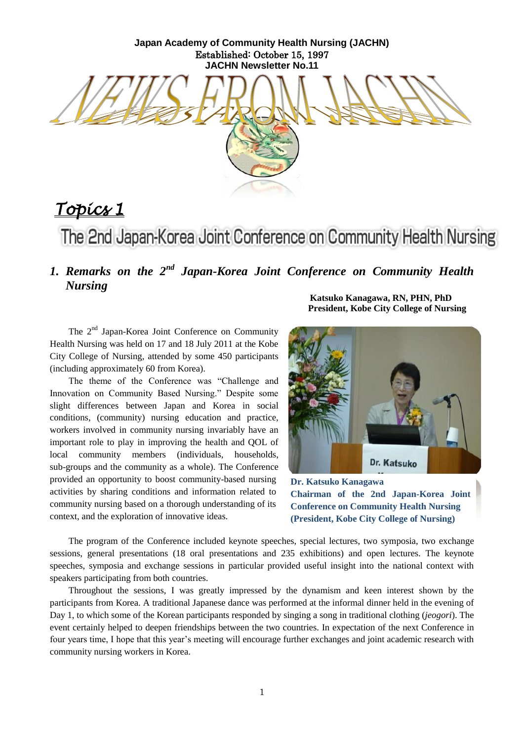**Japan Academy of Community Health Nursing (JACHN)**
Established: October 15, 1997
**JACHN Newsletter No.11**

# NEWS FROM JACHN

## *Topics 1*

## The 2nd Japan-Korea Joint Conference on Community Health Nursing

### *1. Remarks on the 2nd Japan-Korea Joint Conference on Community Health Nursing*

**Katsuko Kanagawa, RN, PHN, PhD**
**President, Kobe City College of Nursing**

The 2nd Japan-Korea Joint Conference on Community Health Nursing was held on 17 and 18 July 2011 at the Kobe City College of Nursing, attended by some 450 participants (including approximately 60 from Korea).

The theme of the Conference was "Challenge and Innovation on Community Based Nursing." Despite some slight differences between Japan and Korea in social conditions, (community) nursing education and practice, workers involved in community nursing invariably have an important role to play in improving the health and QOL of local community members (individuals, households, sub-groups and the community as a whole). The Conference provided an opportunity to boost community-based nursing activities by sharing conditions and information related to community nursing based on a thorough understanding of its context, and the exploration of innovative ideas.

**Dr. Katsuko Kanagawa**
**Chairman of the 2nd Japan-Korea Joint Conference on Community Health Nursing**
**(President, Kobe City College of Nursing)**

The program of the Conference included keynote speeches, special lectures, two symposia, two exchange sessions, general presentations (18 oral presentations and 235 exhibitions) and open lectures. The keynote speeches, symposia and exchange sessions in particular provided useful insight into the national context with speakers participating from both countries.

Throughout the sessions, I was greatly impressed by the dynamism and keen interest shown by the participants from Korea. A traditional Japanese dance was performed at the informal dinner held in the evening of Day 1, to which some of the Korean participants responded by singing a song in traditional clothing (*jeogori*). The event certainly helped to deepen friendships between the two countries. In expectation of the next Conference in four years time, I hope that this year's meeting will encourage further exchanges and joint academic research with community nursing workers in Korea.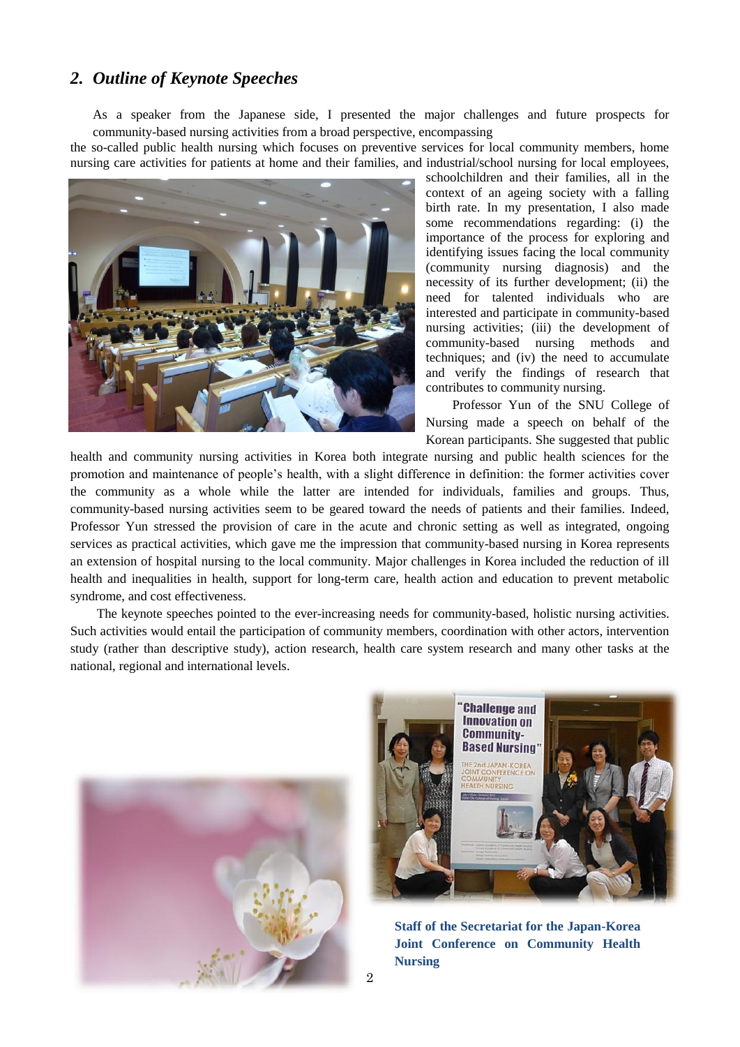## 2. *Outline of Keynote Speeches*

As a speaker from the Japanese side, I presented the major challenges and future prospects for community-based nursing activities from a broad perspective, encompassing the so-called public health nursing which focuses on preventive services for local community members, home nursing care activities for patients at home and their families, and industrial/school nursing for local employees, schoolchildren and their families, all in the context of an ageing society with a falling birth rate. In my presentation, I also made some recommendations regarding: (i) the importance of the process for exploring and identifying issues facing the local community (community nursing diagnosis) and the necessity of its further development; (ii) the need for talented individuals who are interested and participate in community-based nursing activities; (iii) the development of community-based nursing methods and techniques; and (iv) the need to accumulate and verify the findings of research that contributes to community nursing.

Professor Yun of the SNU College of Nursing made a speech on behalf of the Korean participants. She suggested that public health and community nursing activities in Korea both integrate nursing and public health sciences for the promotion and maintenance of people's health, with a slight difference in definition: the former activities cover the community as a whole while the latter are intended for individuals, families and groups. Thus, community-based nursing activities seem to be geared toward the needs of patients and their families. Indeed, Professor Yun stressed the provision of care in the acute and chronic setting as well as integrated, ongoing services as practical activities, which gave me the impression that community-based nursing in Korea represents an extension of hospital nursing to the local community. Major challenges in Korea included the reduction of ill health and inequalities in health, support for long-term care, health action and education to prevent metabolic syndrome, and cost effectiveness.

The keynote speeches pointed to the ever-increasing needs for community-based, holistic nursing activities. Such activities would entail the participation of community members, coordination with other actors, intervention study (rather than descriptive study), action research, health care system research and many other tasks at the national, regional and international levels.

**Staff of the Secretariat for the Japan-Korea Joint Conference on Community Health Nursing**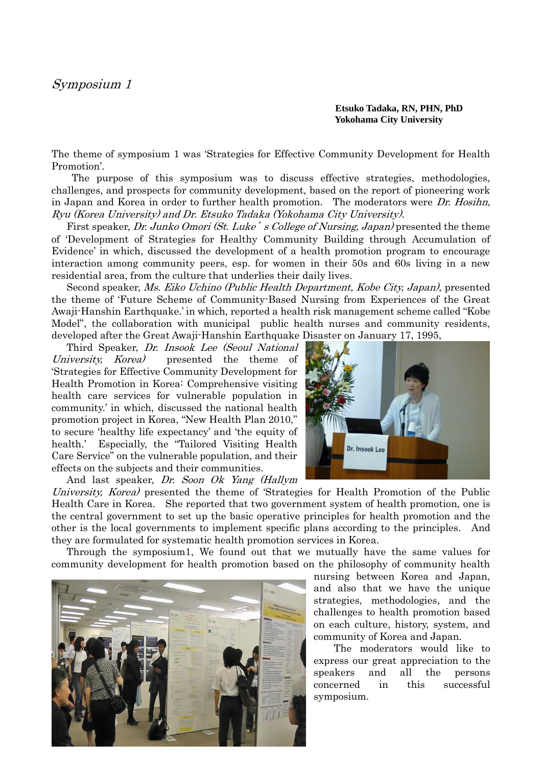# *Symposium 1*

**Etsuko Tadaka, RN, PHN, PhD**
**Yokohama City University**

The theme of symposium 1 was 'Strategies for Effective Community Development for Health Promotion'.

The purpose of this symposium was to discuss effective strategies, methodologies, challenges, and prospects for community development, based on the report of pioneering work in Japan and Korea in order to further health promotion. The moderators were *Dr. Hosihn, Ryu (Korea University) and Dr. Etsuko Tadaka (Yokohama City University)*.

First speaker, *Dr. Junko Omori (St. Luke' s College of Nursing, Japan)* presented the theme of 'Development of Strategies for Healthy Community Building through Accumulation of Evidence' in which, discussed the development of a health promotion program to encourage interaction among community peers, esp. for women in their 50s and 60s living in a new residential area, from the culture that underlies their daily lives.

Second speaker, *Ms. Eiko Uchino (Public Health Department, Kobe City, Japan)*, presented the theme of 'Future Scheme of Community-Based Nursing from Experiences of the Great Awaji-Hanshin Earthquake.' in which, reported a health risk management scheme called "Kobe Model", the collaboration with municipal public health nurses and community residents, developed after the Great Awaji-Hanshin Earthquake Disaster on January 17, 1995,

Third Speaker, *Dr. Insook Lee (Seoul National University, Korea)* presented the theme of 'Strategies for Effective Community Development for Health Promotion in Korea: Comprehensive visiting health care services for vulnerable population in community.' in which, discussed the national health promotion project in Korea, "New Health Plan 2010," to secure 'healthy life expectancy' and 'the equity of health.' Especially, the "Tailored Visiting Health Care Service" on the vulnerable population, and their effects on the subjects and their communities.

And last speaker, *Dr. Soon Ok Yang (Hallym University, Korea)* presented the theme of 'Strategies for Health Promotion of the Public Health Care in Korea. She reported that two government system of health promotion, one is the central government to set up the basic operative principles for health promotion and the other is the local governments to implement specific plans according to the principles. And they are formulated for systematic health promotion services in Korea.

Through the symposium1, We found out that we mutually have the same values for community development for health promotion based on the philosophy of community health nursing between Korea and Japan, and also that we have the unique strategies, methodologies, and the challenges to health promotion based on each culture, history, system, and community of Korea and Japan.

The moderators would like to express our great appreciation to the speakers and all the persons concerned in this successful symposium.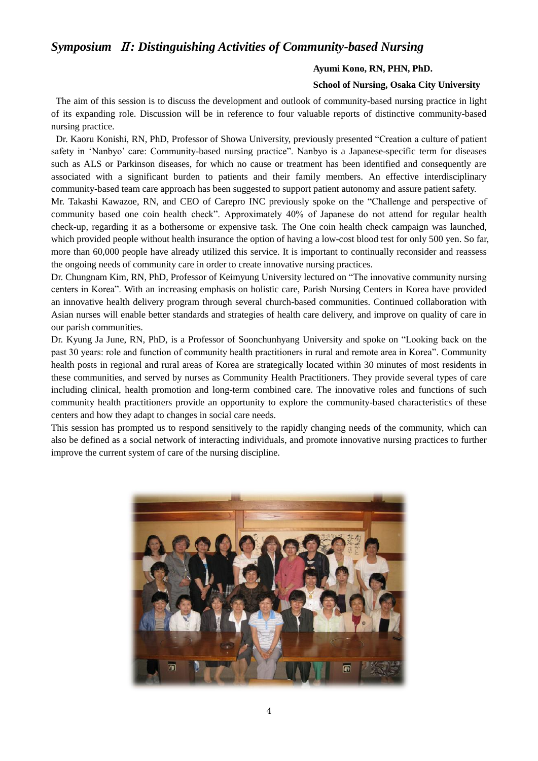## *Symposium Ⅱ: Distinguishing Activities of Community-based Nursing*

**Ayumi Kono, RN, PHN, PhD.**

**School of Nursing, Osaka City University**

The aim of this session is to discuss the development and outlook of community-based nursing practice in light of its expanding role. Discussion will be in reference to four valuable reports of distinctive community-based nursing practice.

Dr. Kaoru Konishi, RN, PhD, Professor of Showa University, previously presented "Creation a culture of patient safety in 'Nanbyo' care: Community-based nursing practice". Nanbyo is a Japanese-specific term for diseases such as ALS or Parkinson diseases, for which no cause or treatment has been identified and consequently are associated with a significant burden to patients and their family members. An effective interdisciplinary community-based team care approach has been suggested to support patient autonomy and assure patient safety.

Mr. Takashi Kawazoe, RN, and CEO of Carepro INC previously spoke on the "Challenge and perspective of community based one coin health check". Approximately 40% of Japanese do not attend for regular health check-up, regarding it as a bothersome or expensive task. The One coin health check campaign was launched, which provided people without health insurance the option of having a low-cost blood test for only 500 yen. So far, more than 60,000 people have already utilized this service. It is important to continually reconsider and reassess the ongoing needs of community care in order to create innovative nursing practices.

Dr. Chungnam Kim, RN, PhD, Professor of Keimyung University lectured on "The innovative community nursing centers in Korea". With an increasing emphasis on holistic care, Parish Nursing Centers in Korea have provided an innovative health delivery program through several church-based communities. Continued collaboration with Asian nurses will enable better standards and strategies of health care delivery, and improve on quality of care in our parish communities.

Dr. Kyung Ja June, RN, PhD, is a Professor of Soonchunhyang University and spoke on "Looking back on the past 30 years: role and function of community health practitioners in rural and remote area in Korea". Community health posts in regional and rural areas of Korea are strategically located within 30 minutes of most residents in these communities, and served by nurses as Community Health Practitioners. They provide several types of care including clinical, health promotion and long-term combined care. The innovative roles and functions of such community health practitioners provide an opportunity to explore the community-based characteristics of these centers and how they adapt to changes in social care needs.

This session has prompted us to respond sensitively to the rapidly changing needs of the community, which can also be defined as a social network of interacting individuals, and promote innovative nursing practices to further improve the current system of care of the nursing discipline.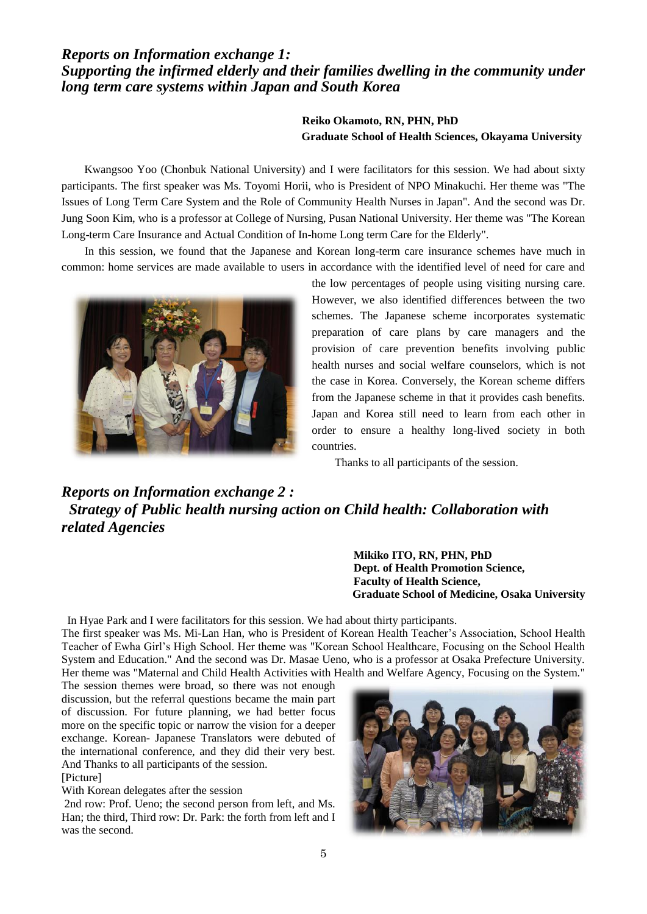## *Reports on Information exchange 1: Supporting the infirmed elderly and their families dwelling in the community under long term care systems within Japan and South Korea*

**Reiko Okamoto, RN, PHN, PhD**
**Graduate School of Health Sciences, Okayama University**

Kwangsoo Yoo (Chonbuk National University) and I were facilitators for this session. We had about sixty participants. The first speaker was Ms. Toyomi Horii, who is President of NPO Minakuchi. Her theme was "The Issues of Long Term Care System and the Role of Community Health Nurses in Japan". And the second was Dr. Jung Soon Kim, who is a professor at College of Nursing, Pusan National University. Her theme was "The Korean Long-term Care Insurance and Actual Condition of In-home Long term Care for the Elderly".

In this session, we found that the Japanese and Korean long-term care insurance schemes have much in common: home services are made available to users in accordance with the identified level of need for care and the low percentages of people using visiting nursing care. However, we also identified differences between the two schemes. The Japanese scheme incorporates systematic preparation of care plans by care managers and the provision of care prevention benefits involving public health nurses and social welfare counselors, which is not the case in Korea. Conversely, the Korean scheme differs from the Japanese scheme in that it provides cash benefits. Japan and Korea still need to learn from each other in order to ensure a healthy long-lived society in both countries.

Thanks to all participants of the session.

## *Reports on Information exchange 2 : Strategy of Public health nursing action on Child health: Collaboration with related Agencies*

**Mikiko ITO, RN, PHN, PhD**
**Dept. of Health Promotion Science,**
**Faculty of Health Science,**
**Graduate School of Medicine, Osaka University**

In Hyae Park and I were facilitators for this session. We had about thirty participants.
The first speaker was Ms. Mi-Lan Han, who is President of Korean Health Teacher's Association, School Health Teacher of Ewha Girl's High School. Her theme was "Korean School Healthcare, Focusing on the School Health System and Education." And the second was Dr. Masae Ueno, who is a professor at Osaka Prefecture University. Her theme was "Maternal and Child Health Activities with Health and Welfare Agency, Focusing on the System."
The session themes were broad, so there was not enough discussion, but the referral questions became the main part of discussion. For future planning, we had better focus more on the specific topic or narrow the vision for a deeper exchange. Korean- Japanese Translators were debuted of the international conference, and they did their very best. And Thanks to all participants of the session.
[Picture]
With Korean delegates after the session
2nd row: Prof. Ueno; the second person from left, and Ms. Han; the third, Third row: Dr. Park: the forth from left and I was the second.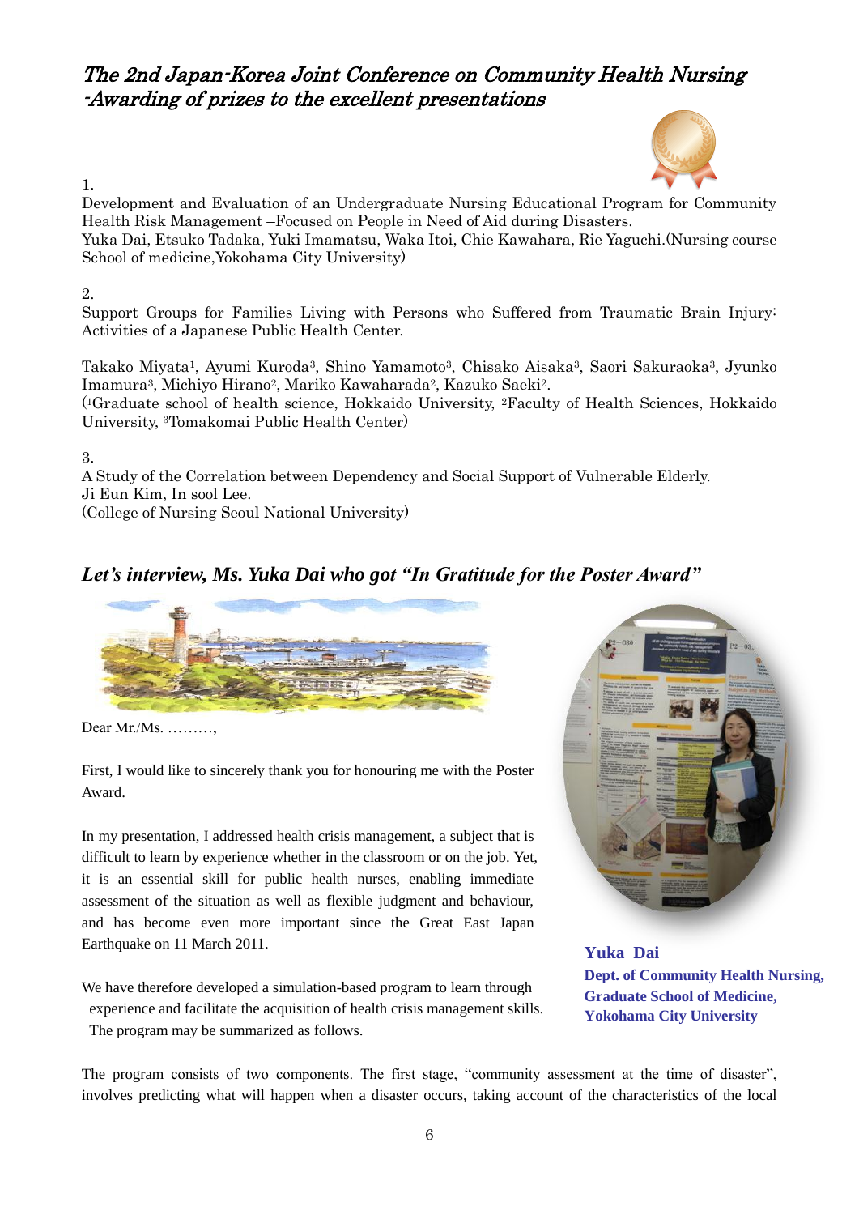# *The 2nd Japan-Korea Joint Conference on Community Health Nursing -Awarding of prizes to the excellent presentations*

1.
Development and Evaluation of an Undergraduate Nursing Educational Program for Community Health Risk Management –Focused on People in Need of Aid during Disasters.
Yuka Dai, Etsuko Tadaka, Yuki Imamatsu, Waka Itoi, Chie Kawahara, Rie Yaguchi.(Nursing course School of medicine,Yokohama City University)

2.
Support Groups for Families Living with Persons who Suffered from Traumatic Brain Injury: Activities of a Japanese Public Health Center.

Takako Miyata[1], Ayumi Kuroda[3], Shino Yamamoto[3], Chisako Aisaka[3], Saori Sakuraoka[3], Jyunko Imamura[3], Michiyo Hirano[2], Mariko Kawaharada[2], Kazuko Saeki[2].
([1]Graduate school of health science, Hokkaido University, [2]Faculty of Health Sciences, Hokkaido University, [3]Tomakomai Public Health Center)

3.
A Study of the Correlation between Dependency and Social Support of Vulnerable Elderly.
Ji Eun Kim, In sool Lee.
(College of Nursing Seoul National University)

## *Let's interview, Ms. Yuka Dai who got "In Gratitude for the Poster Award"*

Dear Mr./Ms. ………,

First, I would like to sincerely thank you for honouring me with the Poster Award.

In my presentation, I addressed health crisis management, a subject that is difficult to learn by experience whether in the classroom or on the job. Yet, it is an essential skill for public health nurses, enabling immediate assessment of the situation as well as flexible judgment and behaviour, and has become even more important since the Great East Japan Earthquake on 11 March 2011.

We have therefore developed a simulation-based program to learn through experience and facilitate the acquisition of health crisis management skills. The program may be summarized as follows.

**Yuka Dai**
**Dept. of Community Health Nursing, Graduate School of Medicine, Yokohama City University**

The program consists of two components. The first stage, "community assessment at the time of disaster", involves predicting what will happen when a disaster occurs, taking account of the characteristics of the local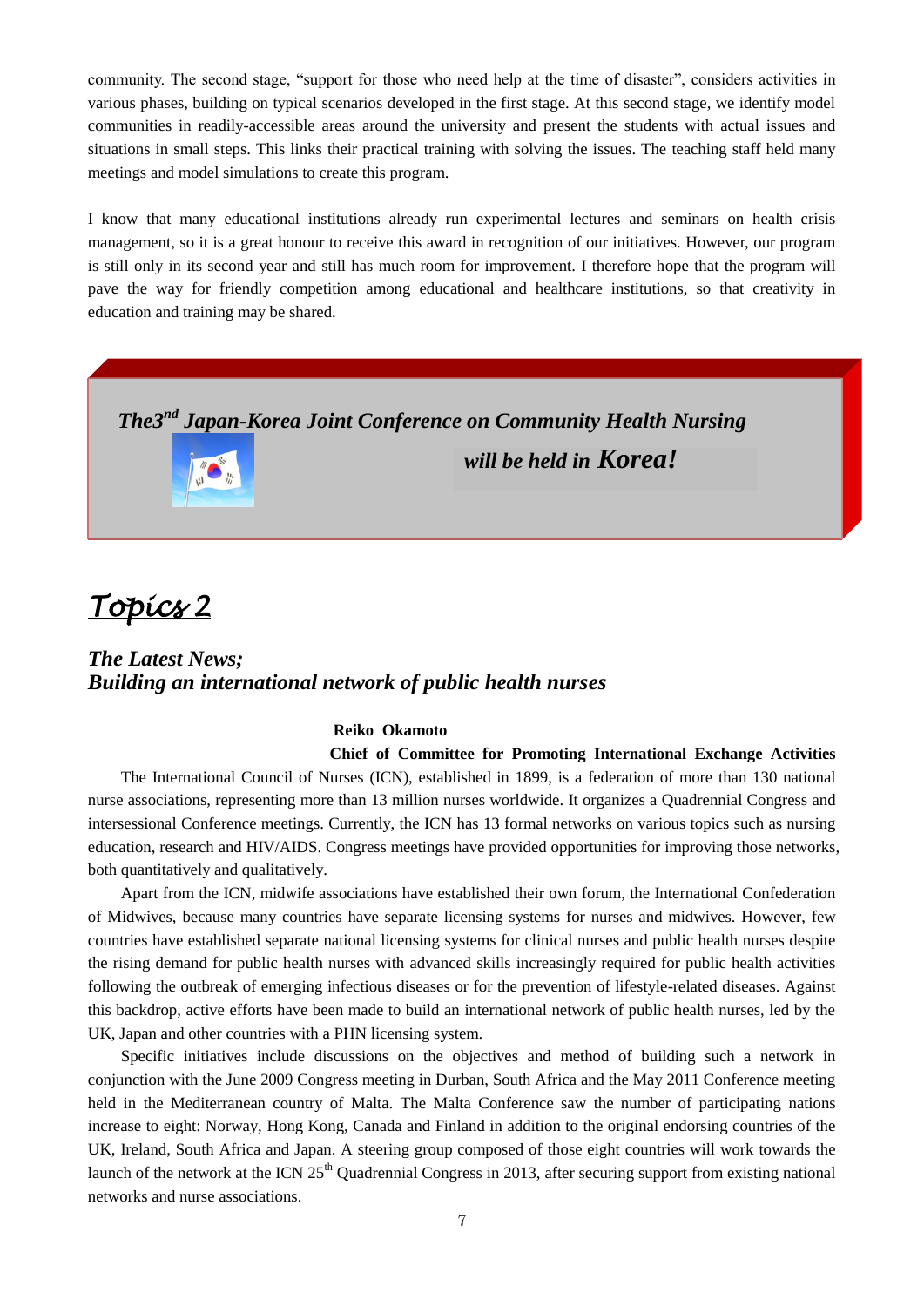community. The second stage, "support for those who need help at the time of disaster", considers activities in various phases, building on typical scenarios developed in the first stage. At this second stage, we identify model communities in readily-accessible areas around the university and present the students with actual issues and situations in small steps. This links their practical training with solving the issues. The teaching staff held many meetings and model simulations to create this program.

I know that many educational institutions already run experimental lectures and seminars on health crisis management, so it is a great honour to receive this award in recognition of our initiatives. However, our program is still only in its second year and still has much room for improvement. I therefore hope that the program will pave the way for friendly competition among educational and healthcare institutions, so that creativity in education and training may be shared.

***The3rd Japan-Korea Joint Conference on Community Health Nursing***

***will be held in Korea!***

# Topics 2

## *The Latest News;*
## *Building an international network of public health nurses*

**Reiko Okamoto**

**Chief of Committee for Promoting International Exchange Activities**

The International Council of Nurses (ICN), established in 1899, is a federation of more than 130 national nurse associations, representing more than 13 million nurses worldwide. It organizes a Quadrennial Congress and intersessional Conference meetings. Currently, the ICN has 13 formal networks on various topics such as nursing education, research and HIV/AIDS. Congress meetings have provided opportunities for improving those networks, both quantitatively and qualitatively.

Apart from the ICN, midwife associations have established their own forum, the International Confederation of Midwives, because many countries have separate licensing systems for nurses and midwives. However, few countries have established separate national licensing systems for clinical nurses and public health nurses despite the rising demand for public health nurses with advanced skills increasingly required for public health activities following the outbreak of emerging infectious diseases or for the prevention of lifestyle-related diseases. Against this backdrop, active efforts have been made to build an international network of public health nurses, led by the UK, Japan and other countries with a PHN licensing system.

Specific initiatives include discussions on the objectives and method of building such a network in conjunction with the June 2009 Congress meeting in Durban, South Africa and the May 2011 Conference meeting held in the Mediterranean country of Malta. The Malta Conference saw the number of participating nations increase to eight: Norway, Hong Kong, Canada and Finland in addition to the original endorsing countries of the UK, Ireland, South Africa and Japan. A steering group composed of those eight countries will work towards the launch of the network at the ICN 25th Quadrennial Congress in 2013, after securing support from existing national networks and nurse associations.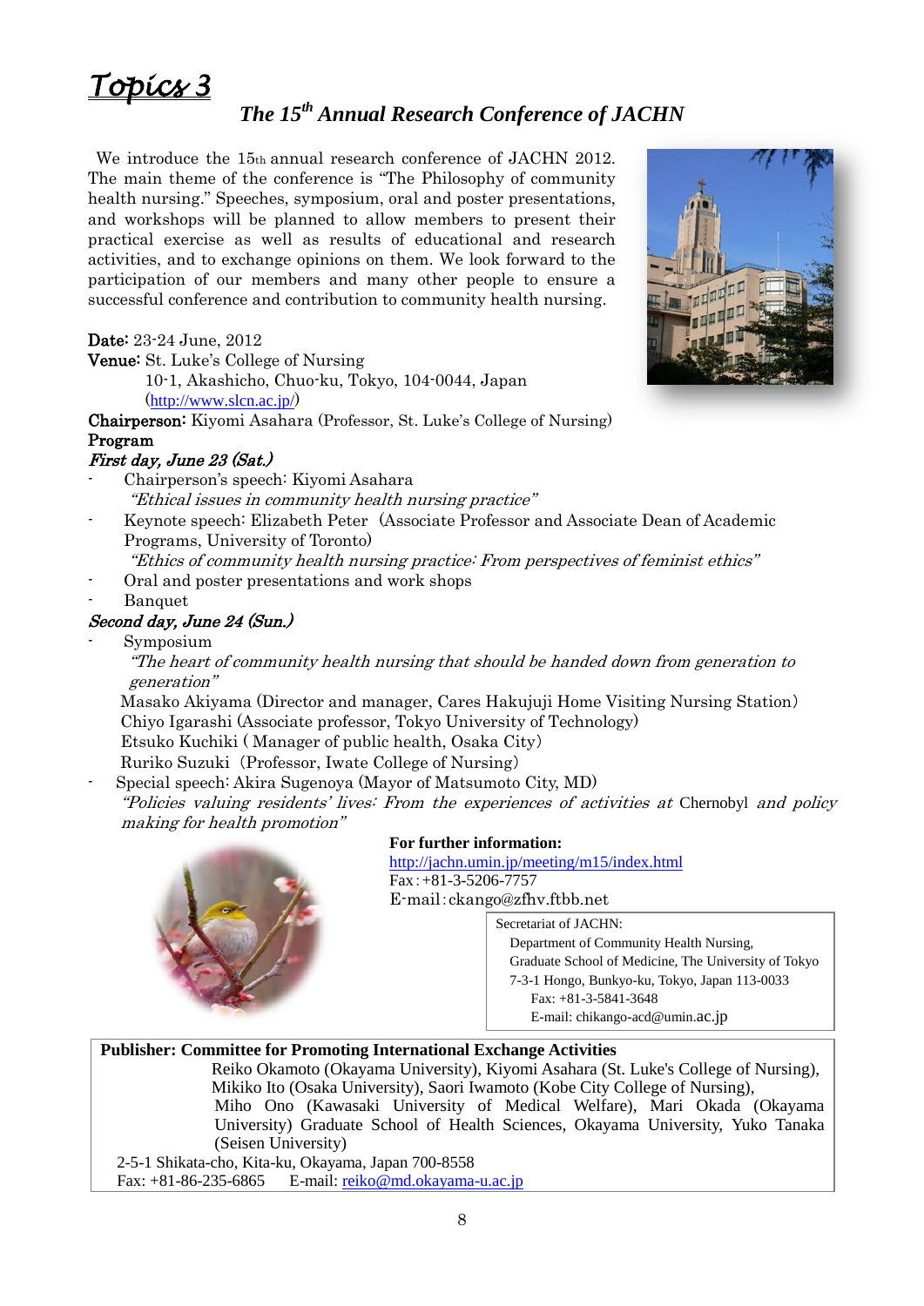# *Topics 3*

## *The 15th Annual Research Conference of JACHN*

We introduce the 15th annual research conference of JACHN 2012. The main theme of the conference is "The Philosophy of community health nursing." Speeches, symposium, oral and poster presentations, and workshops will be planned to allow members to present their practical exercise as well as results of educational and research activities, and to exchange opinions on them. We look forward to the participation of our members and many other people to ensure a successful conference and contribution to community health nursing.

**Date:** 23-24 June, 2012

**Venue:** St. Luke's College of Nursing

10-1, Akashicho, Chuo-ku, Tokyo, 104-0044, Japan

(http://www.slcn.ac.jp/)

**Chairperson:** Kiyomi Asahara (Professor, St. Luke's College of Nursing)

**Program**

***First day, June 23 (Sat.)***

- Chairperson's speech: Kiyomi Asahara
  *"Ethical issues in community health nursing practice"*
- Keynote speech: Elizabeth Peter (Associate Professor and Associate Dean of Academic Programs, University of Toronto)
  *"Ethics of community health nursing practice: From perspectives of feminist ethics"*
- Oral and poster presentations and work shops
- Banquet

***Second day, June 24 (Sun.)***

- Symposium
  *"The heart of community health nursing that should be handed down from generation to generation"*
  Masako Akiyama (Director and manager, Cares Hakujuji Home Visiting Nursing Station)
  Chiyo Igarashi (Associate professor, Tokyo University of Technology)
  Etsuko Kuchiki ( Manager of public health, Osaka City)
  Ruriko Suzuki (Professor, Iwate College of Nursing)
- Special speech: Akira Sugenoya (Mayor of Matsumoto City, MD)
  *"Policies valuing residents' lives: From the experiences of activities at* Chernobyl *and policy making for health promotion"*

**For further information:**

http://jachn.umin.jp/meeting/m15/index.html

Fax : +81-3-5206-7757

E-mail : ckango@zfhv.ftbb.net

Secretariat of JACHN:
Department of Community Health Nursing,
Graduate School of Medicine, The University of Tokyo
7-3-1 Hongo, Bunkyo-ku, Tokyo, Japan 113-0033
Fax: +81-3-5841-3648
E-mail: chikango-acd@umin.ac.jp

**Publisher: Committee for Promoting International Exchange Activities**

Reiko Okamoto (Okayama University), Kiyomi Asahara (St. Luke's College of Nursing), Mikiko Ito (Osaka University), Saori Iwamoto (Kobe City College of Nursing), Miho Ono (Kawasaki University of Medical Welfare), Mari Okada (Okayama University) Graduate School of Health Sciences, Okayama University, Yuko Tanaka (Seisen University)

2-5-1 Shikata-cho, Kita-ku, Okayama, Japan 700-8558

Fax: +81-86-235-6865 E-mail: reiko@md.okayama-u.ac.jp